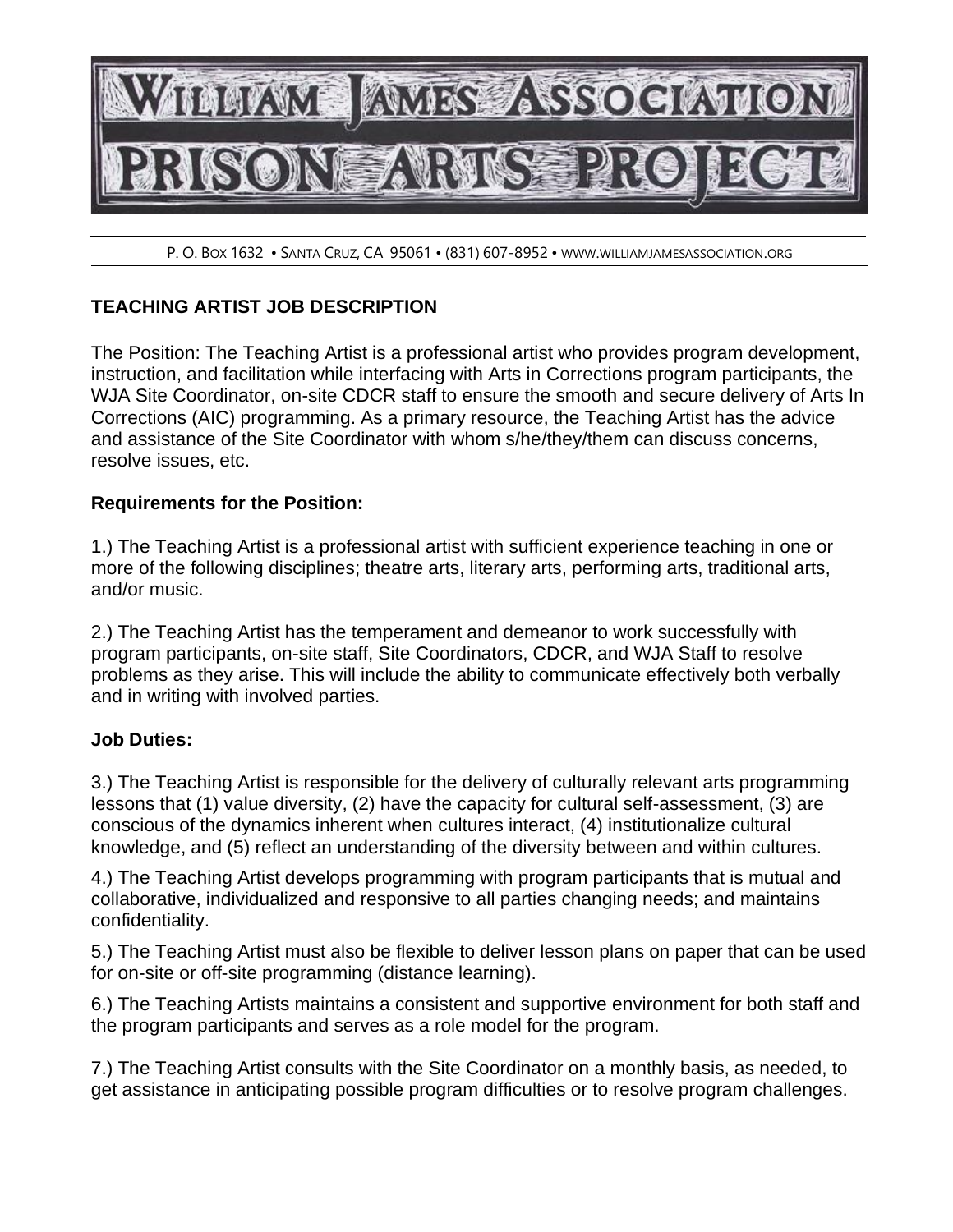# WILLIAM JAMES ASSOCIATION PRISON ARTS PROJECT

P. O. BOX 1632 • SANTA CRUZ, CA 95061 • (831) 607-8952 • WWW.WILLIAMJAMESASSOCIATION.ORG

## TEACHING ARTIST JOB DESCRIPTION

The Position: The Teaching Artist is a professional artist who provides program development, instruction, and facilitation while interfacing with Arts in Corrections program participants, the WJA Site Coordinator, on-site CDCR staff to ensure the smooth and secure delivery of Arts In Corrections (AIC) programming. As a primary resource, the Teaching Artist has the advice and assistance of the Site Coordinator with whom s/he/they/them can discuss concerns, resolve issues, etc.

### Requirements for the Position:

1.) The Teaching Artist is a professional artist with sufficient experience teaching in one or more of the following disciplines; theatre arts, literary arts, performing arts, traditional arts, and/or music.

2.) The Teaching Artist has the temperament and demeanor to work successfully with program participants, on-site staff, Site Coordinators, CDCR, and WJA Staff to resolve problems as they arise. This will include the ability to communicate effectively both verbally and in writing with involved parties.

### Job Duties:

3.) The Teaching Artist is responsible for the delivery of culturally relevant arts programming lessons that (1) value diversity, (2) have the capacity for cultural self-assessment, (3) are conscious of the dynamics inherent when cultures interact, (4) institutionalize cultural knowledge, and (5) reflect an understanding of the diversity between and within cultures.

4.) The Teaching Artist develops programming with program participants that is mutual and collaborative, individualized and responsive to all parties changing needs; and maintains confidentiality.

5.) The Teaching Artist must also be flexible to deliver lesson plans on paper that can be used for on-site or off-site programming (distance learning).

6.) The Teaching Artists maintains a consistent and supportive environment for both staff and the program participants and serves as a role model for the program.

7.) The Teaching Artist consults with the Site Coordinator on a monthly basis, as needed, to get assistance in anticipating possible program difficulties or to resolve program challenges.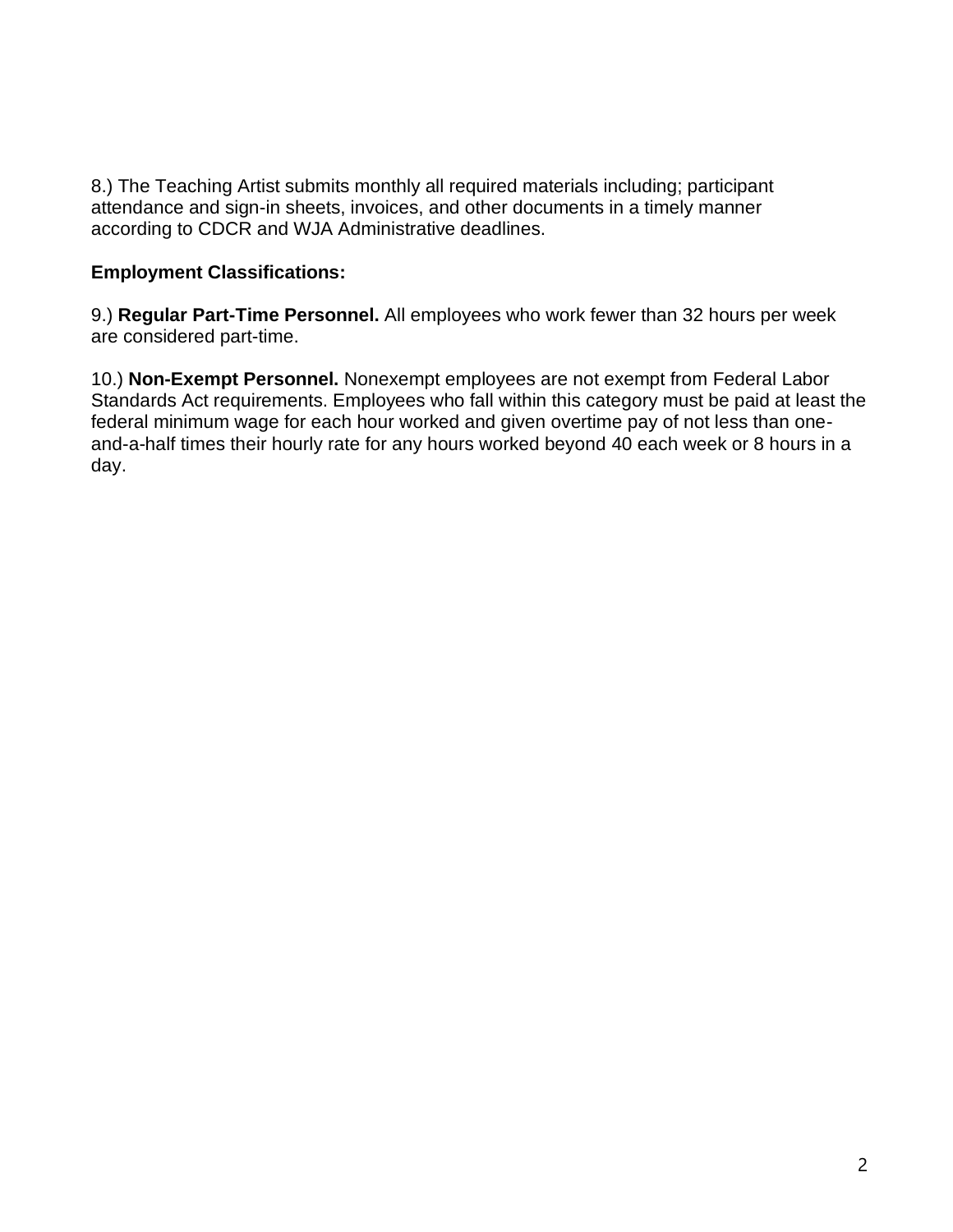8.) The Teaching Artist submits monthly all required materials including; participant attendance and sign-in sheets, invoices, and other documents in a timely manner according to CDCR and WJA Administrative deadlines.

**Employment Classifications:**

9.) **Regular Part-Time Personnel.** All employees who work fewer than 32 hours per week are considered part-time.

10.) **Non-Exempt Personnel.** Nonexempt employees are not exempt from Federal Labor Standards Act requirements. Employees who fall within this category must be paid at least the federal minimum wage for each hour worked and given overtime pay of not less than one-and-a-half times their hourly rate for any hours worked beyond 40 each week or 8 hours in a day.